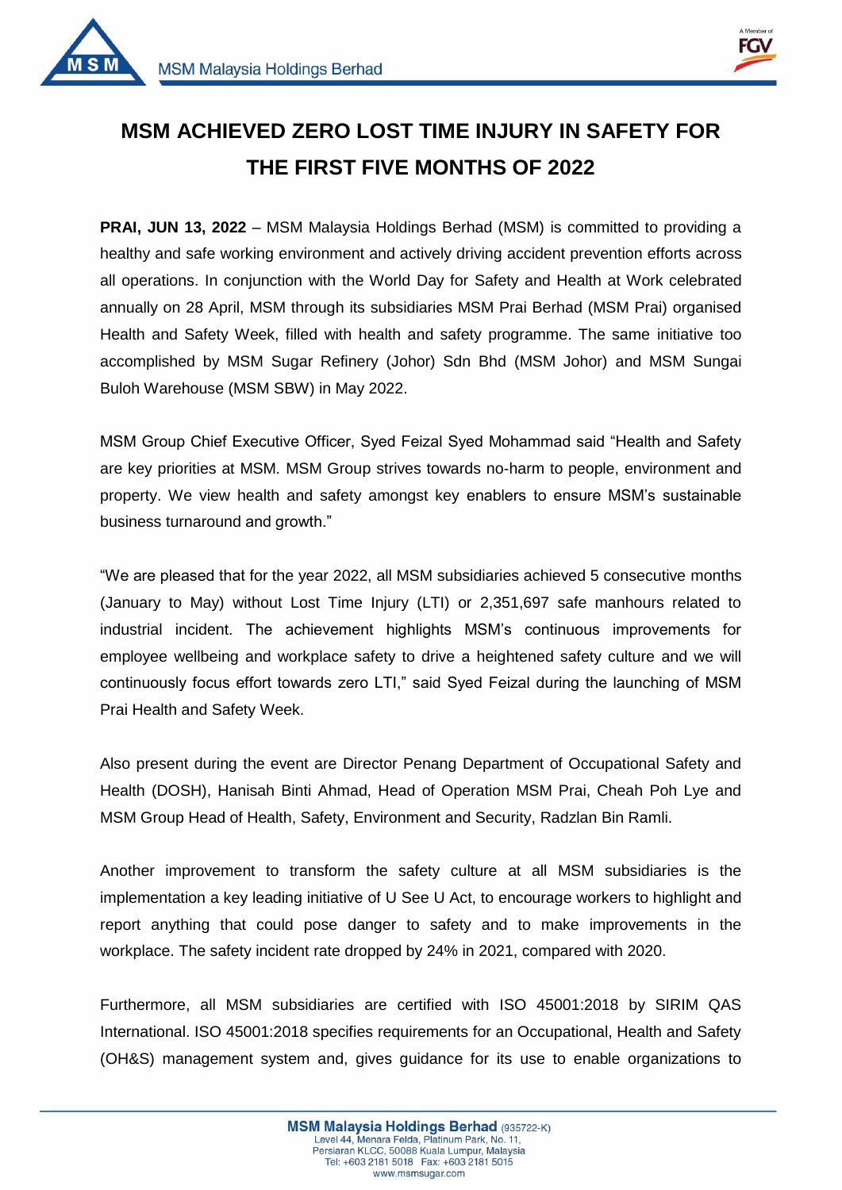# MSM ACHIEVED ZERO LOST TIME INJURY IN SAFETY FOR THE FIRST FIVE MONTHS OF 2022

**PRAI, JUN 13, 2022** – MSM Malaysia Holdings Berhad (MSM) is committed to providing a healthy and safe working environment and actively driving accident prevention efforts across all operations. In conjunction with the World Day for Safety and Health at Work celebrated annually on 28 April, MSM through its subsidiaries MSM Prai Berhad (MSM Prai) organised Health and Safety Week, filled with health and safety programme. The same initiative too accomplished by MSM Sugar Refinery (Johor) Sdn Bhd (MSM Johor) and MSM Sungai Buloh Warehouse (MSM SBW) in May 2022.

MSM Group Chief Executive Officer, Syed Feizal Syed Mohammad said "Health and Safety are key priorities at MSM. MSM Group strives towards no-harm to people, environment and property. We view health and safety amongst key enablers to ensure MSM's sustainable business turnaround and growth."

"We are pleased that for the year 2022, all MSM subsidiaries achieved 5 consecutive months (January to May) without Lost Time Injury (LTI) or 2,351,697 safe manhours related to industrial incident. The achievement highlights MSM's continuous improvements for employee wellbeing and workplace safety to drive a heightened safety culture and we will continuously focus effort towards zero LTI," said Syed Feizal during the launching of MSM Prai Health and Safety Week.

Also present during the event are Director Penang Department of Occupational Safety and Health (DOSH), Hanisah Binti Ahmad, Head of Operation MSM Prai, Cheah Poh Lye and MSM Group Head of Health, Safety, Environment and Security, Radzlan Bin Ramli.

Another improvement to transform the safety culture at all MSM subsidiaries is the implementation a key leading initiative of U See U Act, to encourage workers to highlight and report anything that could pose danger to safety and to make improvements in the workplace. The safety incident rate dropped by 24% in 2021, compared with 2020.

Furthermore, all MSM subsidiaries are certified with ISO 45001:2018 by SIRIM QAS International. ISO 45001:2018 specifies requirements for an Occupational, Health and Safety (OH&S) management system and, gives guidance for its use to enable organizations to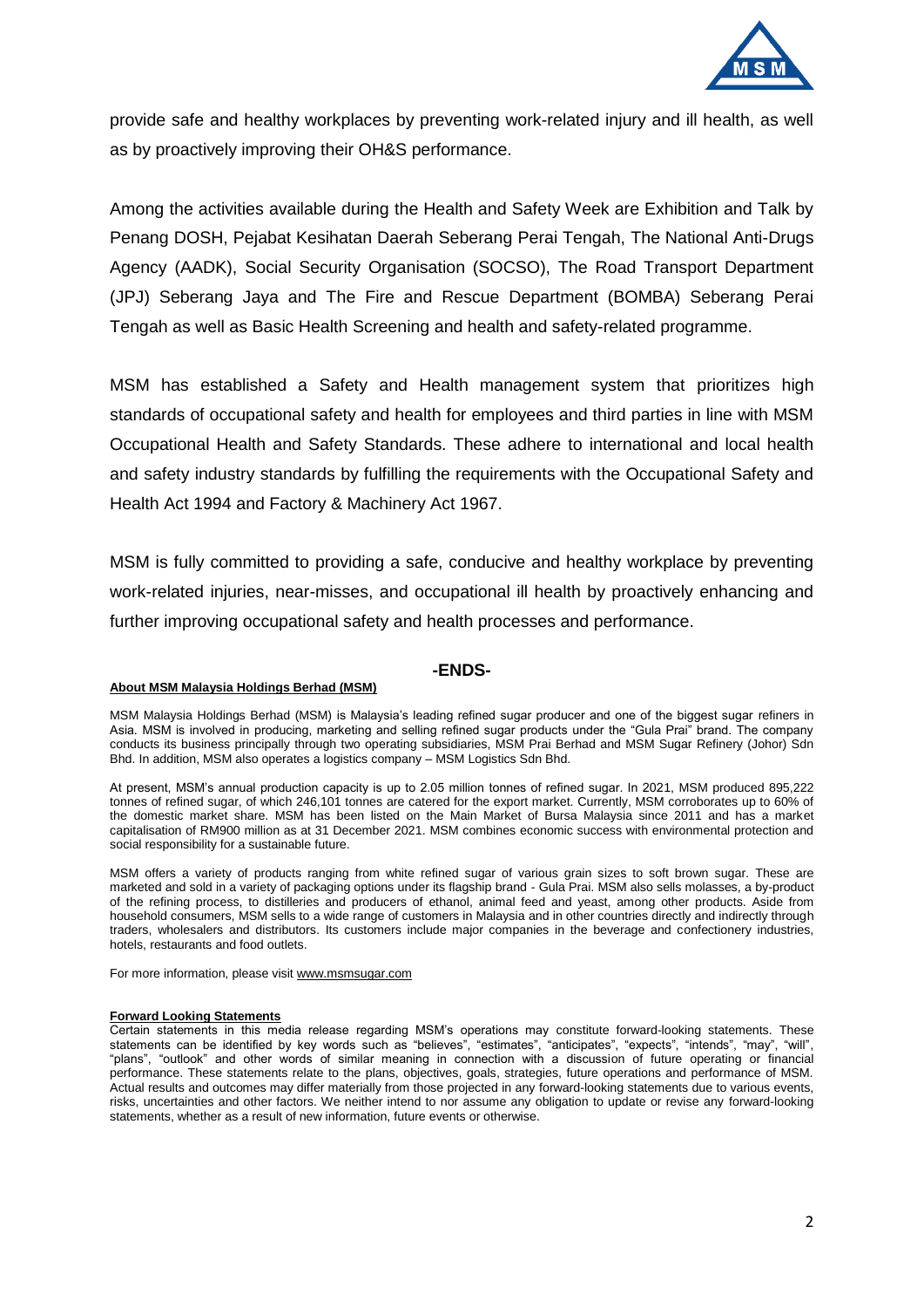provide safe and healthy workplaces by preventing work-related injury and ill health, as well as by proactively improving their OH&S performance.

Among the activities available during the Health and Safety Week are Exhibition and Talk by Penang DOSH, Pejabat Kesihatan Daerah Seberang Perai Tengah, The National Anti-Drugs Agency (AADK), Social Security Organisation (SOCSO), The Road Transport Department (JPJ) Seberang Jaya and The Fire and Rescue Department (BOMBA) Seberang Perai Tengah as well as Basic Health Screening and health and safety-related programme.

MSM has established a Safety and Health management system that prioritizes high standards of occupational safety and health for employees and third parties in line with MSM Occupational Health and Safety Standards. These adhere to international and local health and safety industry standards by fulfilling the requirements with the Occupational Safety and Health Act 1994 and Factory & Machinery Act 1967.

MSM is fully committed to providing a safe, conducive and healthy workplace by preventing work-related injuries, near-misses, and occupational ill health by proactively enhancing and further improving occupational safety and health processes and performance.

**-ENDS-**

**About MSM Malaysia Holdings Berhad (MSM)**

MSM Malaysia Holdings Berhad (MSM) is Malaysia's leading refined sugar producer and one of the biggest sugar refiners in Asia. MSM is involved in producing, marketing and selling refined sugar products under the "Gula Prai" brand. The company conducts its business principally through two operating subsidiaries, MSM Prai Berhad and MSM Sugar Refinery (Johor) Sdn Bhd. In addition, MSM also operates a logistics company – MSM Logistics Sdn Bhd.

At present, MSM's annual production capacity is up to 2.05 million tonnes of refined sugar. In 2021, MSM produced 895,222 tonnes of refined sugar, of which 246,101 tonnes are catered for the export market. Currently, MSM corroborates up to 60% of the domestic market share. MSM has been listed on the Main Market of Bursa Malaysia since 2011 and has a market capitalisation of RM900 million as at 31 December 2021. MSM combines economic success with environmental protection and social responsibility for a sustainable future.

MSM offers a variety of products ranging from white refined sugar of various grain sizes to soft brown sugar. These are marketed and sold in a variety of packaging options under its flagship brand - Gula Prai. MSM also sells molasses, a by-product of the refining process, to distilleries and producers of ethanol, animal feed and yeast, among other products. Aside from household consumers, MSM sells to a wide range of customers in Malaysia and in other countries directly and indirectly through traders, wholesalers and distributors. Its customers include major companies in the beverage and confectionery industries, hotels, restaurants and food outlets.

For more information, please visit www.msmsugar.com

**Forward Looking Statements**

Certain statements in this media release regarding MSM's operations may constitute forward-looking statements. These statements can be identified by key words such as "believes", "estimates", "anticipates", "expects", "intends", "may", "will", "plans", "outlook" and other words of similar meaning in connection with a discussion of future operating or financial performance. These statements relate to the plans, objectives, goals, strategies, future operations and performance of MSM. Actual results and outcomes may differ materially from those projected in any forward-looking statements due to various events, risks, uncertainties and other factors. We neither intend to nor assume any obligation to update or revise any forward-looking statements, whether as a result of new information, future events or otherwise.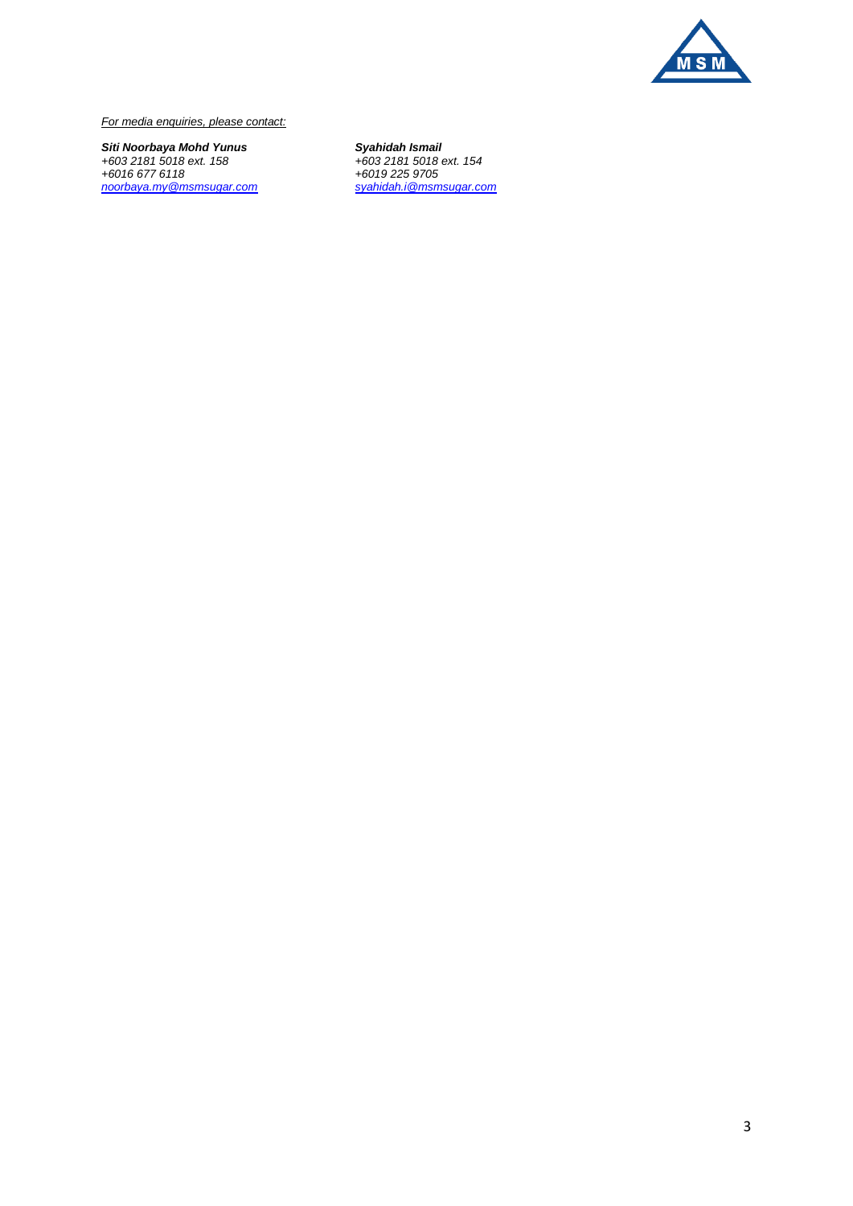*For media enquiries, please contact:*

***Siti Noorbaya Mohd Yunus***
*+603 2181 5018 ext. 158*
*+6016 677 6118*
*noorbaya.my@msmsugar.com*

***Syahidah Ismail***
*+603 2181 5018 ext. 154*
*+6019 225 9705*
*syahidah.i@msmsugar.com*